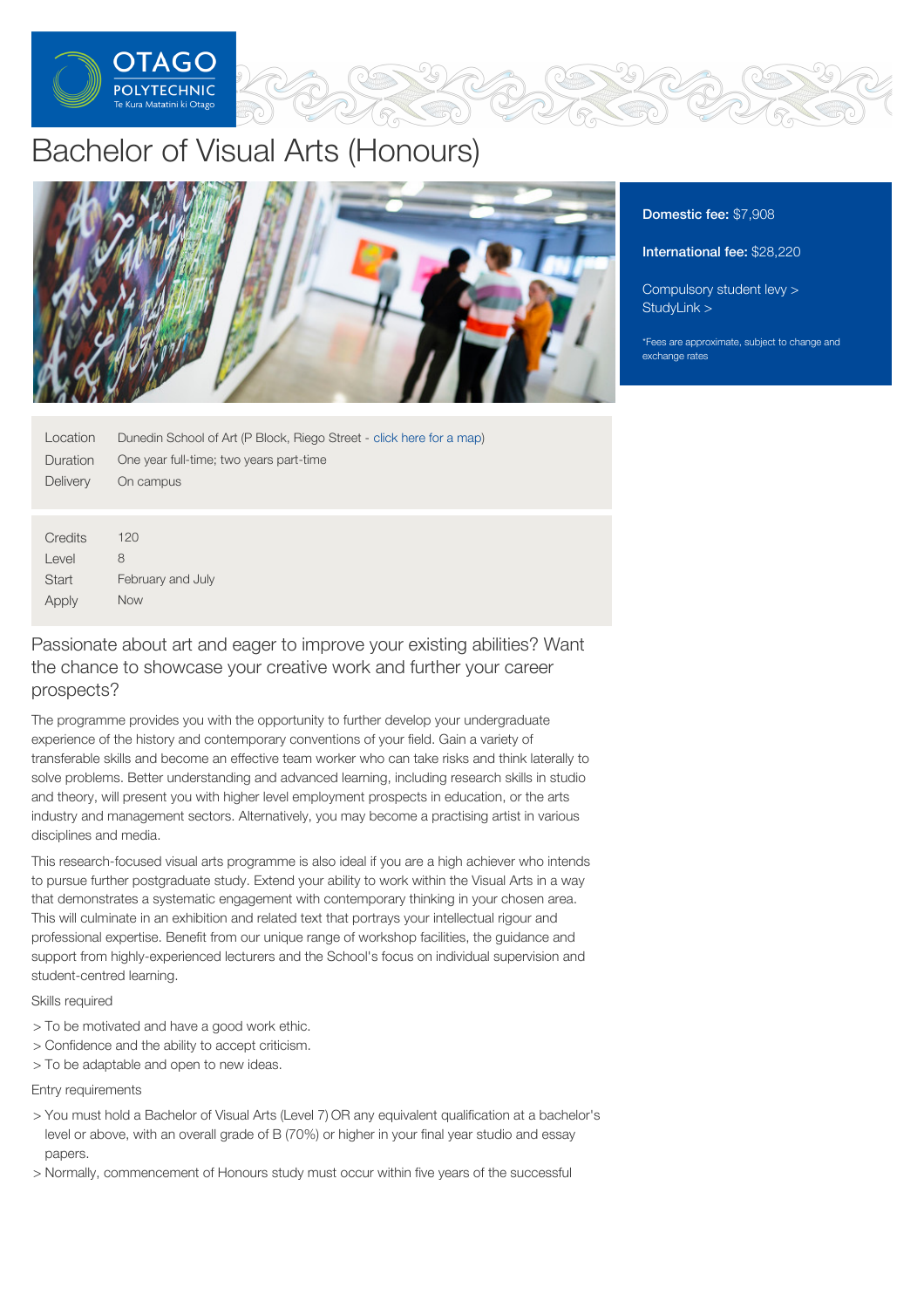# Bachelor of Visual Arts (Honours)

**Domestic fee:** $7,908

**International fee:** $28,220

Compulsory student levy >
StudyLink >

*Fees are approximate, subject to change and exchange rates

| | |
|---|---|
| Location | Dunedin School of Art (P Block, Riego Street - click here for a map) |
| Duration | One year full-time; two years part-time |
| Delivery | On campus |

| | |
|---|---|
| Credits | 120 |
| Level | 8 |
| Start | February and July |
| Apply | Now |

## Passionate about art and eager to improve your existing abilities? Want the chance to showcase your creative work and further your career prospects?

The programme provides you with the opportunity to further develop your undergraduate experience of the history and contemporary conventions of your field. Gain a variety of transferable skills and become an effective team worker who can take risks and think laterally to solve problems. Better understanding and advanced learning, including research skills in studio and theory, will present you with higher level employment prospects in education, or the arts industry and management sectors. Alternatively, you may become a practising artist in various disciplines and media.

This research-focused visual arts programme is also ideal if you are a high achiever who intends to pursue further postgraduate study. Extend your ability to work within the Visual Arts in a way that demonstrates a systematic engagement with contemporary thinking in your chosen area. This will culminate in an exhibition and related text that portrays your intellectual rigour and professional expertise. Benefit from our unique range of workshop facilities, the guidance and support from highly-experienced lecturers and the School's focus on individual supervision and student-centred learning.

Skills required

- To be motivated and have a good work ethic.
- Confidence and the ability to accept criticism.
- To be adaptable and open to new ideas.

Entry requirements

- You must hold a Bachelor of Visual Arts (Level 7) OR any equivalent qualification at a bachelor's level or above, with an overall grade of B (70%) or higher in your final year studio and essay papers.
- Normally, commencement of Honours study must occur within five years of the successful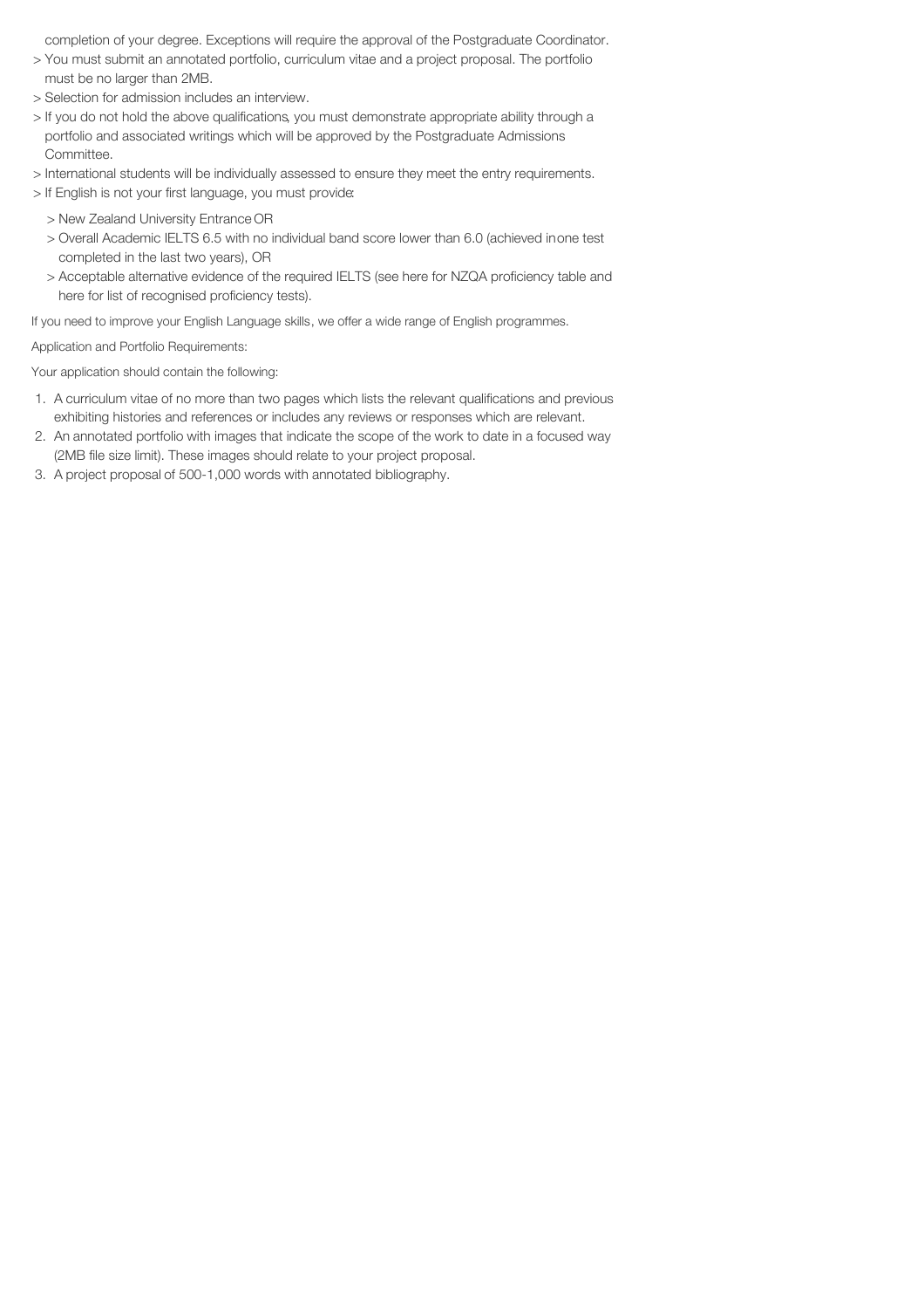completion of your degree. Exceptions will require the approval of the Postgraduate Coordinator.

> You must submit an annotated portfolio, curriculum vitae and a project proposal. The portfolio must be no larger than 2MB.

> Selection for admission includes an interview.

> If you do not hold the above qualifications, you must demonstrate appropriate ability through a portfolio and associated writings which will be approved by the Postgraduate Admissions Committee.

> International students will be individually assessed to ensure they meet the entry requirements.

> If English is not your first language, you must provide:

> New Zealand University Entrance OR

> Overall Academic IELTS 6.5 with no individual band score lower than 6.0 (achieved in one test completed in the last two years), OR

> Acceptable alternative evidence of the required IELTS (see here for NZQA proficiency table and here for list of recognised proficiency tests).

If you need to improve your English Language skills, we offer a wide range of English programmes.

Application and Portfolio Requirements:

Your application should contain the following:

1. A curriculum vitae of no more than two pages which lists the relevant qualifications and previous exhibiting histories and references or includes any reviews or responses which are relevant.
2. An annotated portfolio with images that indicate the scope of the work to date in a focused way (2MB file size limit). These images should relate to your project proposal.
3. A project proposal of 500-1,000 words with annotated bibliography.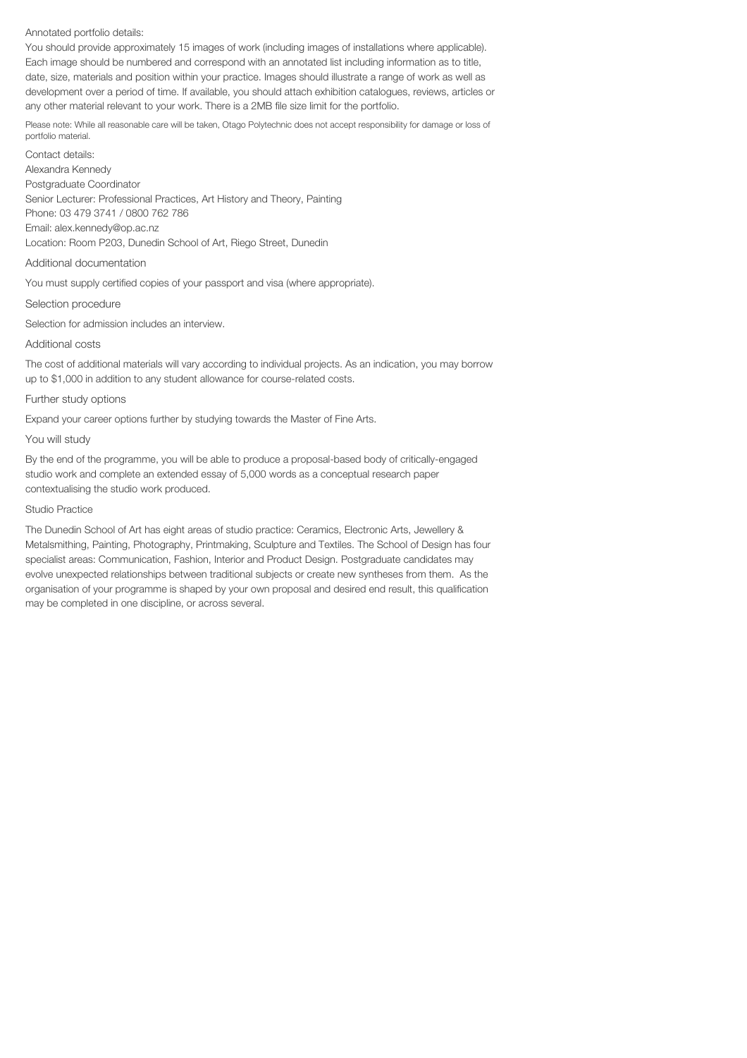Annotated portfolio details:

You should provide approximately 15 images of work (including images of installations where applicable). Each image should be numbered and correspond with an annotated list including information as to title, date, size, materials and position within your practice. Images should illustrate a range of work as well as development over a period of time. If available, you should attach exhibition catalogues, reviews, articles or any other material relevant to your work. There is a 2MB file size limit for the portfolio.

Please note: While all reasonable care will be taken, Otago Polytechnic does not accept responsibility for damage or loss of portfolio material.

Contact details:
Alexandra Kennedy
Postgraduate Coordinator
Senior Lecturer: Professional Practices, Art History and Theory, Painting
Phone: 03 479 3741 / 0800 762 786
Email: alex.kennedy@op.ac.nz
Location: Room P203, Dunedin School of Art, Riego Street, Dunedin

## Additional documentation

You must supply certified copies of your passport and visa (where appropriate).

## Selection procedure

Selection for admission includes an interview.

## Additional costs

The cost of additional materials will vary according to individual projects. As an indication, you may borrow up to $1,000 in addition to any student allowance for course-related costs.

## Further study options

Expand your career options further by studying towards the Master of Fine Arts.

## You will study

By the end of the programme, you will be able to produce a proposal-based body of critically-engaged studio work and complete an extended essay of 5,000 words as a conceptual research paper contextualising the studio work produced.

## Studio Practice

The Dunedin School of Art has eight areas of studio practice: Ceramics, Electronic Arts, Jewellery & Metalsmithing, Painting, Photography, Printmaking, Sculpture and Textiles. The School of Design has four specialist areas: Communication, Fashion, Interior and Product Design. Postgraduate candidates may evolve unexpected relationships between traditional subjects or create new syntheses from them. As the organisation of your programme is shaped by your own proposal and desired end result, this qualification may be completed in one discipline, or across several.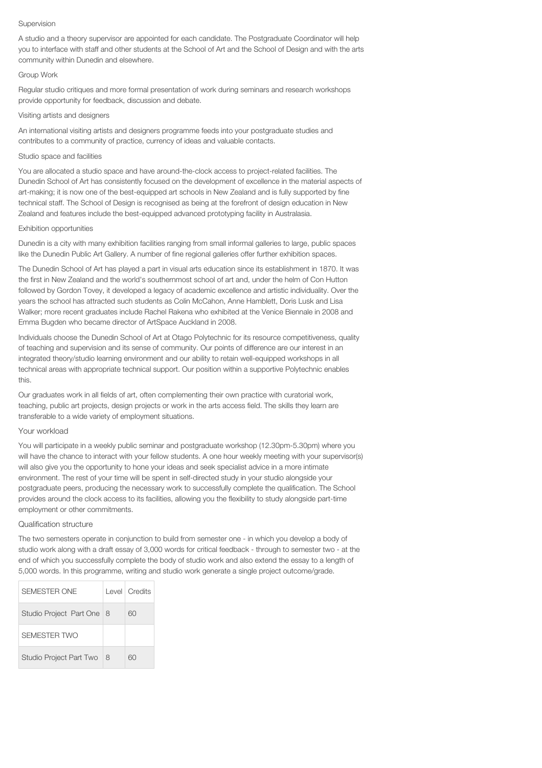### Supervision

A studio and a theory supervisor are appointed for each candidate. The Postgraduate Coordinator will help you to interface with staff and other students at the School of Art and the School of Design and with the arts community within Dunedin and elsewhere.

### Group Work

Regular studio critiques and more formal presentation of work during seminars and research workshops provide opportunity for feedback, discussion and debate.

### Visiting artists and designers

An international visiting artists and designers programme feeds into your postgraduate studies and contributes to a community of practice, currency of ideas and valuable contacts.

### Studio space and facilities

You are allocated a studio space and have around-the-clock access to project-related facilities. The Dunedin School of Art has consistently focused on the development of excellence in the material aspects of art-making; it is now one of the best-equipped art schools in New Zealand and is fully supported by fine technical staff. The School of Design is recognised as being at the forefront of design education in New Zealand and features include the best-equipped advanced prototyping facility in Australasia.

### Exhibition opportunities

Dunedin is a city with many exhibition facilities ranging from small informal galleries to large, public spaces like the Dunedin Public Art Gallery. A number of fine regional galleries offer further exhibition spaces.

The Dunedin School of Art has played a part in visual arts education since its establishment in 1870. It was the first in New Zealand and the world's southernmost school of art and, under the helm of Con Hutton followed by Gordon Tovey, it developed a legacy of academic excellence and artistic individuality. Over the years the school has attracted such students as Colin McCahon, Anne Hamblett, Doris Lusk and Lisa Walker; more recent graduates include Rachel Rakena who exhibited at the Venice Biennale in 2008 and Emma Bugden who became director of ArtSpace Auckland in 2008.

Individuals choose the Dunedin School of Art at Otago Polytechnic for its resource competitiveness, quality of teaching and supervision and its sense of community. Our points of difference are our interest in an integrated theory/studio learning environment and our ability to retain well-equipped workshops in all technical areas with appropriate technical support. Our position within a supportive Polytechnic enables this.

Our graduates work in all fields of art, often complementing their own practice with curatorial work, teaching, public art projects, design projects or work in the arts access field. The skills they learn are transferable to a wide variety of employment situations.

### Your workload

You will participate in a weekly public seminar and postgraduate workshop (12.30pm-5.30pm) where you will have the chance to interact with your fellow students. A one hour weekly meeting with your supervisor(s) will also give you the opportunity to hone your ideas and seek specialist advice in a more intimate environment. The rest of your time will be spent in self-directed study in your studio alongside your postgraduate peers, producing the necessary work to successfully complete the qualification. The School provides around the clock access to its facilities, allowing you the flexibility to study alongside part-time employment or other commitments.

### Qualification structure

The two semesters operate in conjunction to build from semester one - in which you develop a body of studio work along with a draft essay of 3,000 words for critical feedback - through to semester two - at the end of which you successfully complete the body of studio work and also extend the essay to a length of 5,000 words. In this programme, writing and studio work generate a single project outcome/grade.

| SEMESTER ONE | Level | Credits |
|---|---|---|
| Studio Project Part One | 8 | 60 |
| SEMESTER TWO | | |
| Studio Project Part Two | 8 | 60 |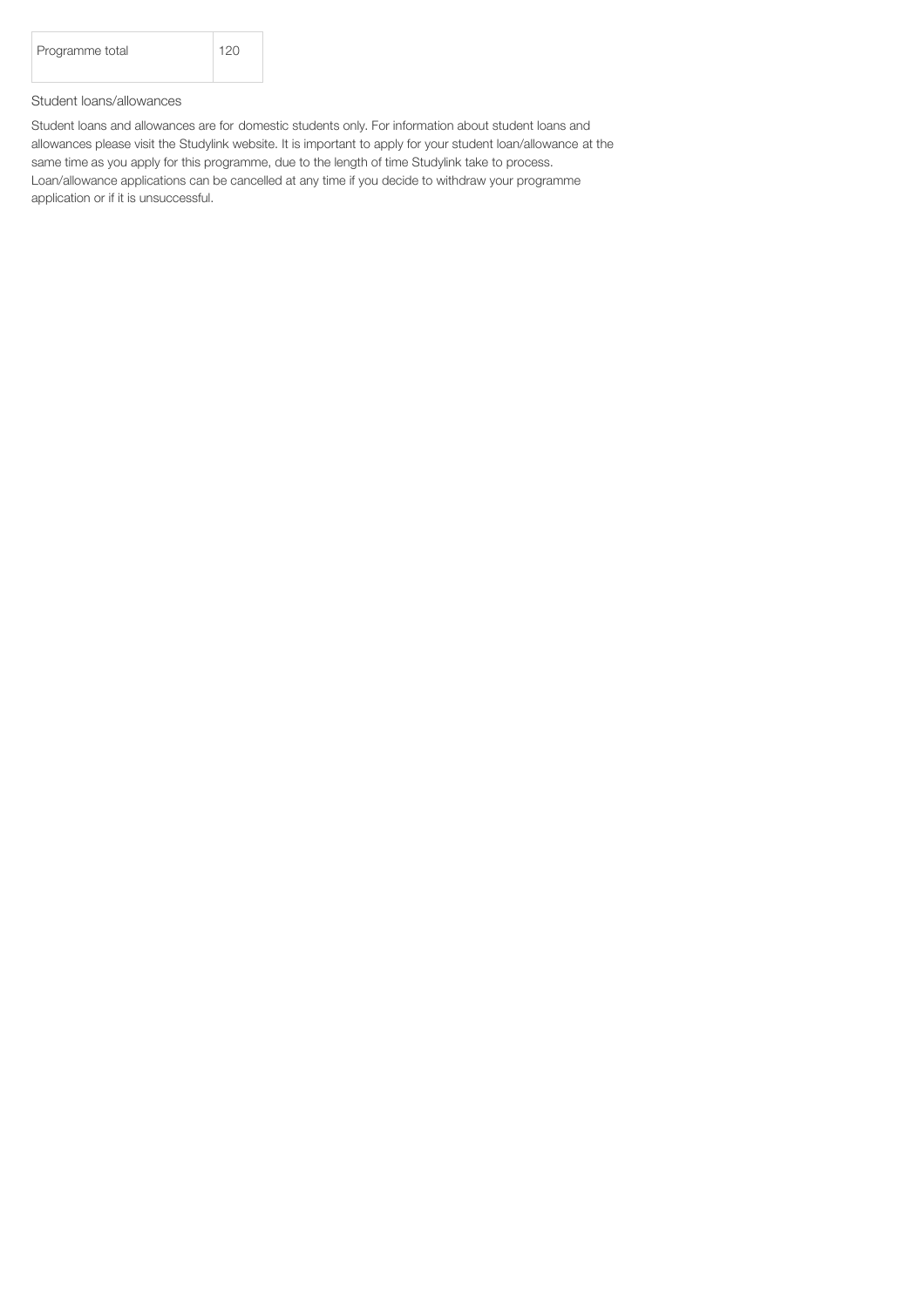| Programme total | 120 |
|---|---|

### Student loans/allowances

Student loans and allowances are for domestic students only. For information about student loans and allowances please visit the Studylink website. It is important to apply for your student loan/allowance at the same time as you apply for this programme, due to the length of time Studylink take to process. Loan/allowance applications can be cancelled at any time if you decide to withdraw your programme application or if it is unsuccessful.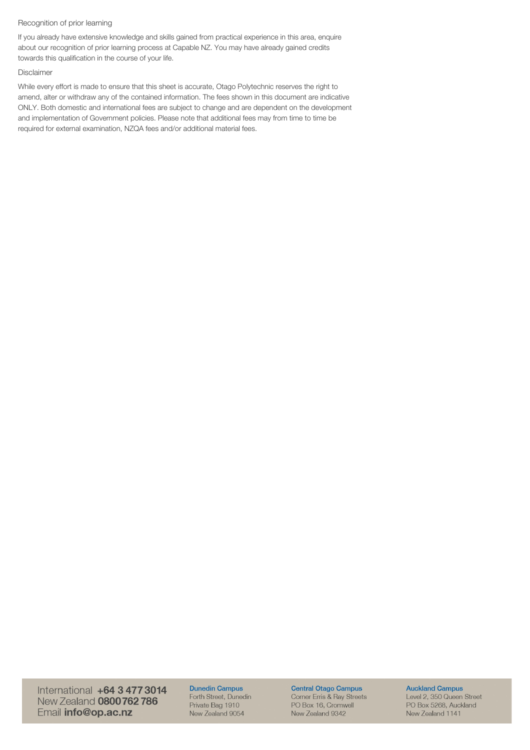## Recognition of prior learning

If you already have extensive knowledge and skills gained from practical experience in this area, enquire about our recognition of prior learning process at Capable NZ. You may have already gained credits towards this qualification in the course of your life.

## Disclaimer

While every effort is made to ensure that this sheet is accurate, Otago Polytechnic reserves the right to amend, alter or withdraw any of the contained information. The fees shown in this document are indicative ONLY. Both domestic and international fees are subject to change and are dependent on the development and implementation of Government policies. Please note that additional fees may from time to time be required for external examination, NZQA fees and/or additional material fees.

International **+64 3 477 3014**
New Zealand **0800 762 786**
Email **info@op.ac.nz**

**Dunedin Campus**
Forth Street, Dunedin
Private Bag 1910
New Zealand 9054

**Central Otago Campus**
Corner Erris & Ray Streets
PO Box 16, Cromwell
New Zealand 9342

**Auckland Campus**
Level 2, 350 Queen Street
PO Box 5268, Auckland
New Zealand 1141